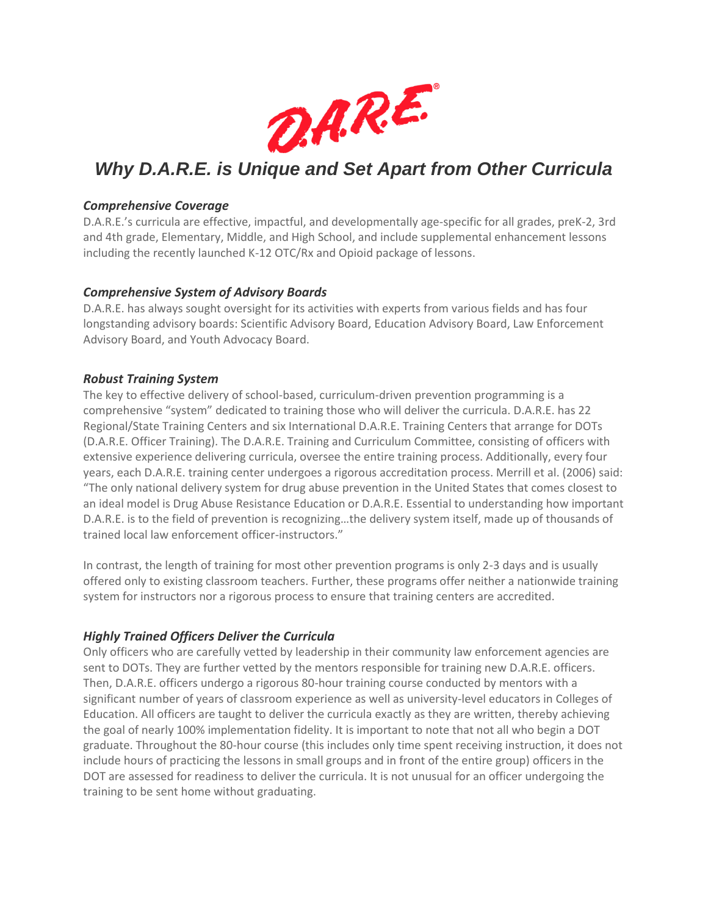D.A.R.E.®

# Why D.A.R.E. is Unique and Set Apart from Other Curricula

### *Comprehensive Coverage*

D.A.R.E.'s curricula are effective, impactful, and developmentally age-specific for all grades, preK-2, 3rd and 4th grade, Elementary, Middle, and High School, and include supplemental enhancement lessons including the recently launched K-12 OTC/Rx and Opioid package of lessons.

### *Comprehensive System of Advisory Boards*

D.A.R.E. has always sought oversight for its activities with experts from various fields and has four longstanding advisory boards: Scientific Advisory Board, Education Advisory Board, Law Enforcement Advisory Board, and Youth Advocacy Board.

### *Robust Training System*

The key to effective delivery of school-based, curriculum-driven prevention programming is a comprehensive "system" dedicated to training those who will deliver the curricula. D.A.R.E. has 22 Regional/State Training Centers and six International D.A.R.E. Training Centers that arrange for DOTs (D.A.R.E. Officer Training). The D.A.R.E. Training and Curriculum Committee, consisting of officers with extensive experience delivering curricula, oversee the entire training process. Additionally, every four years, each D.A.R.E. training center undergoes a rigorous accreditation process. Merrill et al. (2006) said: "The only national delivery system for drug abuse prevention in the United States that comes closest to an ideal model is Drug Abuse Resistance Education or D.A.R.E. Essential to understanding how important D.A.R.E. is to the field of prevention is recognizing…the delivery system itself, made up of thousands of trained local law enforcement officer-instructors."

In contrast, the length of training for most other prevention programs is only 2-3 days and is usually offered only to existing classroom teachers. Further, these programs offer neither a nationwide training system for instructors nor a rigorous process to ensure that training centers are accredited.

### *Highly Trained Officers Deliver the Curricula*

Only officers who are carefully vetted by leadership in their community law enforcement agencies are sent to DOTs. They are further vetted by the mentors responsible for training new D.A.R.E. officers. Then, D.A.R.E. officers undergo a rigorous 80-hour training course conducted by mentors with a significant number of years of classroom experience as well as university-level educators in Colleges of Education. All officers are taught to deliver the curricula exactly as they are written, thereby achieving the goal of nearly 100% implementation fidelity. It is important to note that not all who begin a DOT graduate. Throughout the 80-hour course (this includes only time spent receiving instruction, it does not include hours of practicing the lessons in small groups and in front of the entire group) officers in the DOT are assessed for readiness to deliver the curricula. It is not unusual for an officer undergoing the training to be sent home without graduating.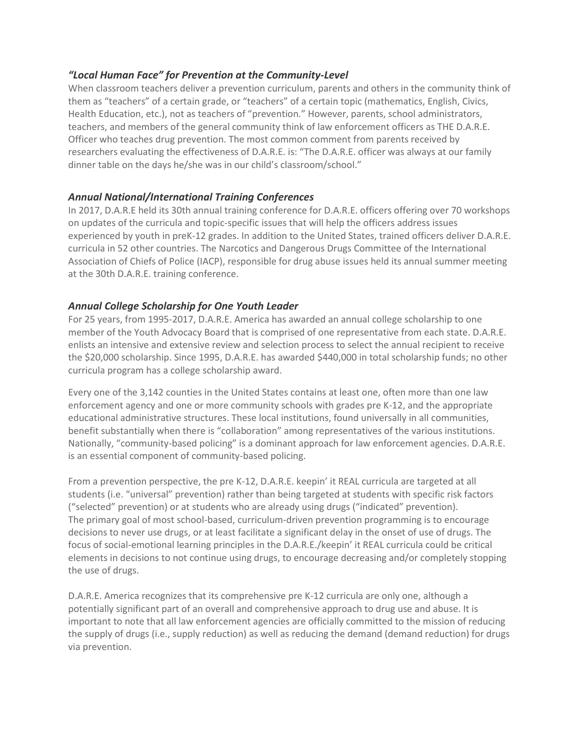### *"Local Human Face" for Prevention at the Community-Level*

When classroom teachers deliver a prevention curriculum, parents and others in the community think of them as "teachers" of a certain grade, or "teachers" of a certain topic (mathematics, English, Civics, Health Education, etc.), not as teachers of "prevention." However, parents, school administrators, teachers, and members of the general community think of law enforcement officers as THE D.A.R.E. Officer who teaches drug prevention. The most common comment from parents received by researchers evaluating the effectiveness of D.A.R.E. is: "The D.A.R.E. officer was always at our family dinner table on the days he/she was in our child's classroom/school."

### *Annual National/International Training Conferences*

In 2017, D.A.R.E held its 30th annual training conference for D.A.R.E. officers offering over 70 workshops on updates of the curricula and topic-specific issues that will help the officers address issues experienced by youth in preK-12 grades. In addition to the United States, trained officers deliver D.A.R.E. curricula in 52 other countries. The Narcotics and Dangerous Drugs Committee of the International Association of Chiefs of Police (IACP), responsible for drug abuse issues held its annual summer meeting at the 30th D.A.R.E. training conference.

### *Annual College Scholarship for One Youth Leader*

For 25 years, from 1995-2017, D.A.R.E. America has awarded an annual college scholarship to one member of the Youth Advocacy Board that is comprised of one representative from each state. D.A.R.E. enlists an intensive and extensive review and selection process to select the annual recipient to receive the $20,000 scholarship. Since 1995, D.A.R.E. has awarded $440,000 in total scholarship funds; no other curricula program has a college scholarship award.

Every one of the 3,142 counties in the United States contains at least one, often more than one law enforcement agency and one or more community schools with grades pre K-12, and the appropriate educational administrative structures. These local institutions, found universally in all communities, benefit substantially when there is "collaboration" among representatives of the various institutions. Nationally, "community-based policing" is a dominant approach for law enforcement agencies. D.A.R.E. is an essential component of community-based policing.

From a prevention perspective, the pre K-12, D.A.R.E. keepin' it REAL curricula are targeted at all students (i.e. "universal" prevention) rather than being targeted at students with specific risk factors ("selected" prevention) or at students who are already using drugs ("indicated" prevention). The primary goal of most school-based, curriculum-driven prevention programming is to encourage decisions to never use drugs, or at least facilitate a significant delay in the onset of use of drugs. The focus of social-emotional learning principles in the D.A.R.E./keepin' it REAL curricula could be critical elements in decisions to not continue using drugs, to encourage decreasing and/or completely stopping the use of drugs.

D.A.R.E. America recognizes that its comprehensive pre K-12 curricula are only one, although a potentially significant part of an overall and comprehensive approach to drug use and abuse. It is important to note that all law enforcement agencies are officially committed to the mission of reducing the supply of drugs (i.e., supply reduction) as well as reducing the demand (demand reduction) for drugs via prevention.